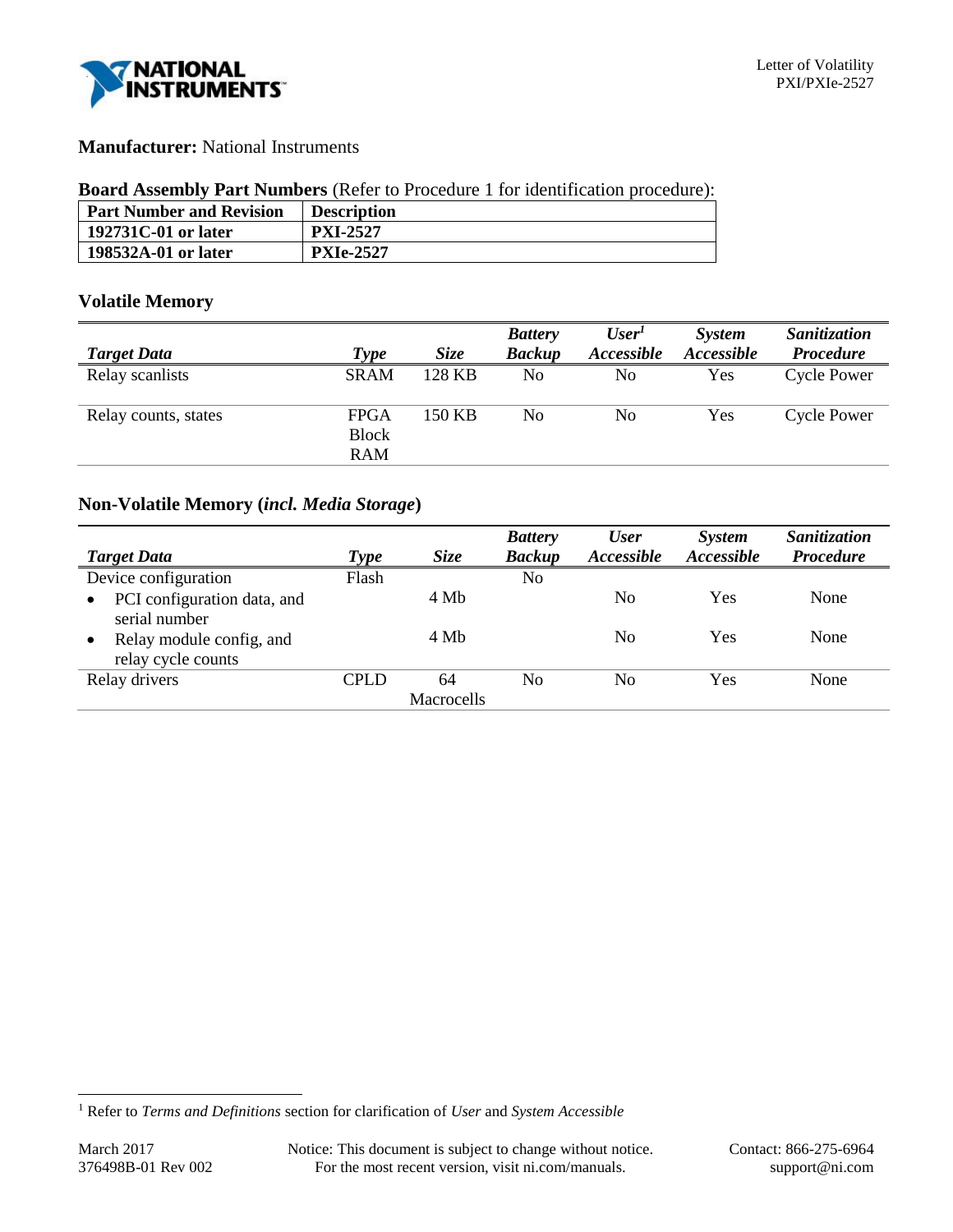**Manufacturer:** National Instruments

**Board Assembly Part Numbers** (Refer to Procedure 1 for identification procedure):

| Part Number and Revision | Description |
|---|---|
| **192731C-01 or later** | **PXI-2527** |
| **198532A-01 or later** | **PXIe-2527** |

## Volatile Memory

| *Target Data* | *Type* | *Size* | *Battery Backup* | *User*[1] *Accessible* | *System Accessible* | *Sanitization Procedure* |
|---|---|---|---|---|---|---|
| Relay scanlists | SRAM | 128 KB | No | No | Yes | Cycle Power |
| Relay counts, states | FPGA Block RAM | 150 KB | No | No | Yes | Cycle Power |

## Non-Volatile Memory (*incl. Media Storage*)

| *Target Data* | *Type* | *Size* | *Battery Backup* | *User Accessible* | *System Accessible* | *Sanitization Procedure* |
|---|---|---|---|---|---|---|
| Device configuration | Flash | | No | | | |
| • PCI configuration data, and serial number | | 4 Mb | | No | Yes | None |
| • Relay module config, and relay cycle counts | | 4 Mb | | No | Yes | None |
| Relay drivers | CPLD | 64 Macrocells | No | No | Yes | None |

[1] Refer to *Terms and Definitions* section for clarification of *User* and *System Accessible*

March 2017
376498B-01 Rev 002

Notice: This document is subject to change without notice. For the most recent version, visit ni.com/manuals.

Contact: 866-275-6964
support@ni.com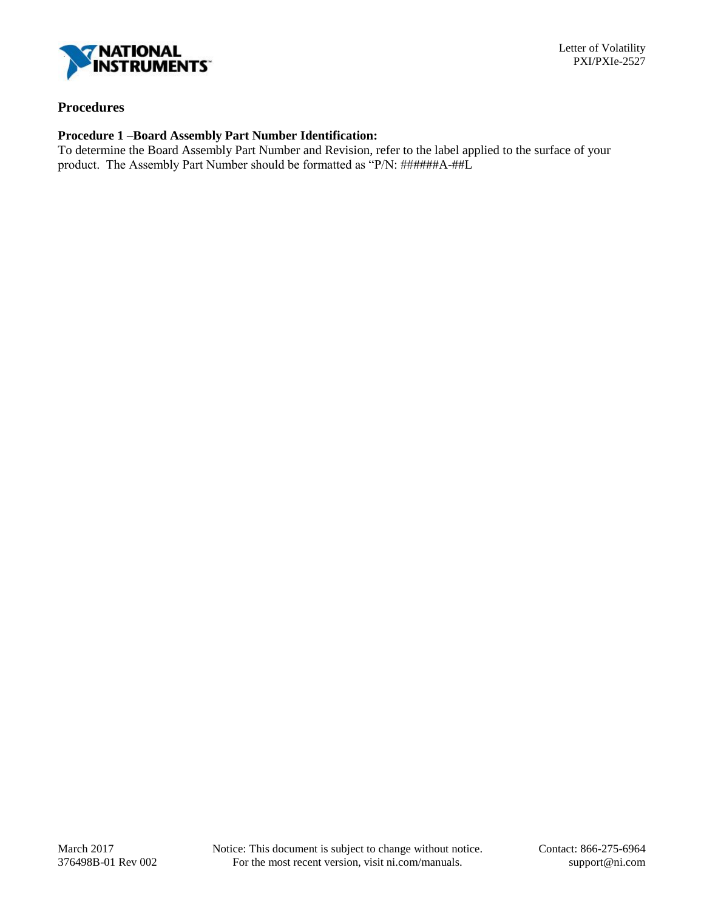## Procedures

### Procedure 1 –Board Assembly Part Number Identification:

To determine the Board Assembly Part Number and Revision, refer to the label applied to the surface of your product. The Assembly Part Number should be formatted as "P/N: ######A-##L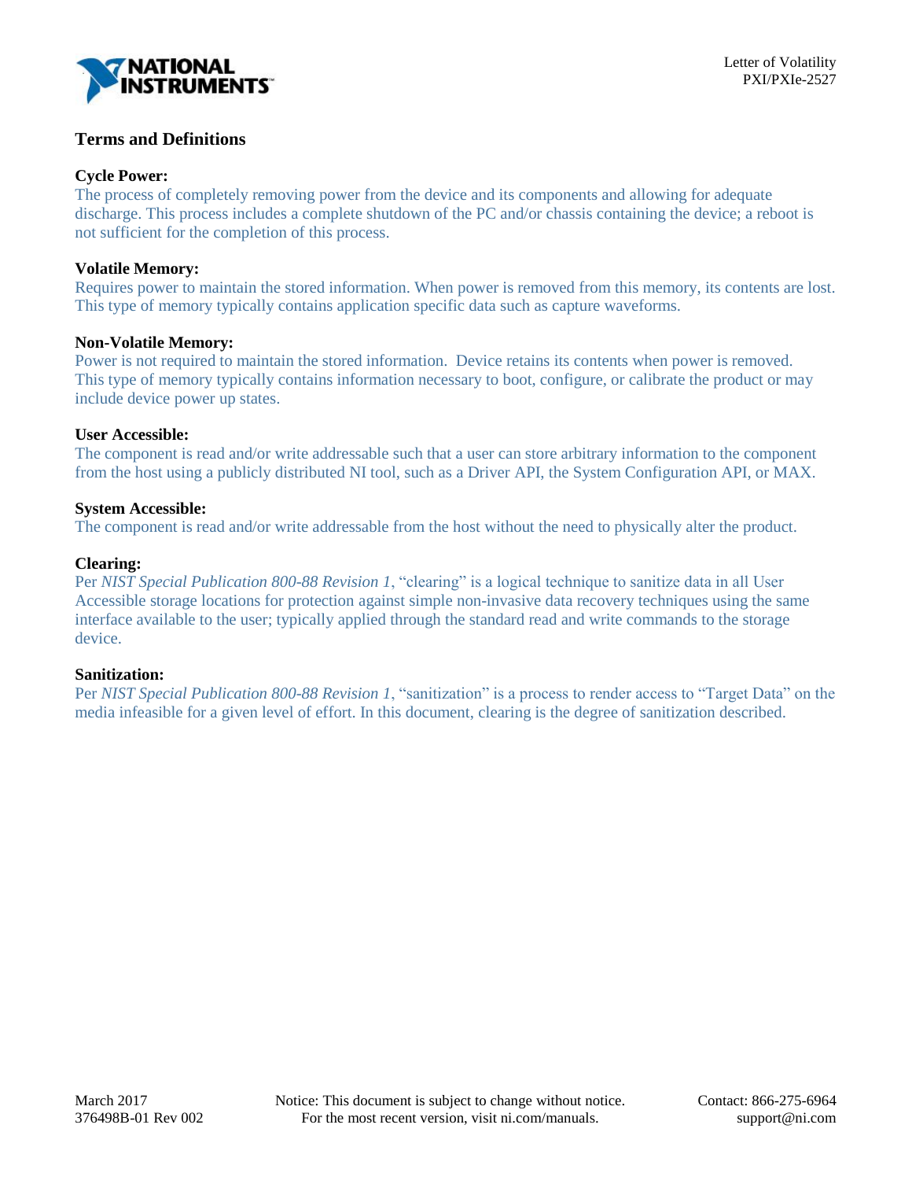## Terms and Definitions

**Cycle Power:**
The process of completely removing power from the device and its components and allowing for adequate discharge. This process includes a complete shutdown of the PC and/or chassis containing the device; a reboot is not sufficient for the completion of this process.

**Volatile Memory:**
Requires power to maintain the stored information. When power is removed from this memory, its contents are lost. This type of memory typically contains application specific data such as capture waveforms.

**Non-Volatile Memory:**
Power is not required to maintain the stored information. Device retains its contents when power is removed. This type of memory typically contains information necessary to boot, configure, or calibrate the product or may include device power up states.

**User Accessible:**
The component is read and/or write addressable such that a user can store arbitrary information to the component from the host using a publicly distributed NI tool, such as a Driver API, the System Configuration API, or MAX.

**System Accessible:**
The component is read and/or write addressable from the host without the need to physically alter the product.

**Clearing:**
Per *NIST Special Publication 800-88 Revision 1*, "clearing" is a logical technique to sanitize data in all User Accessible storage locations for protection against simple non-invasive data recovery techniques using the same interface available to the user; typically applied through the standard read and write commands to the storage device.

**Sanitization:**
Per *NIST Special Publication 800-88 Revision 1*, "sanitization" is a process to render access to "Target Data" on the media infeasible for a given level of effort. In this document, clearing is the degree of sanitization described.